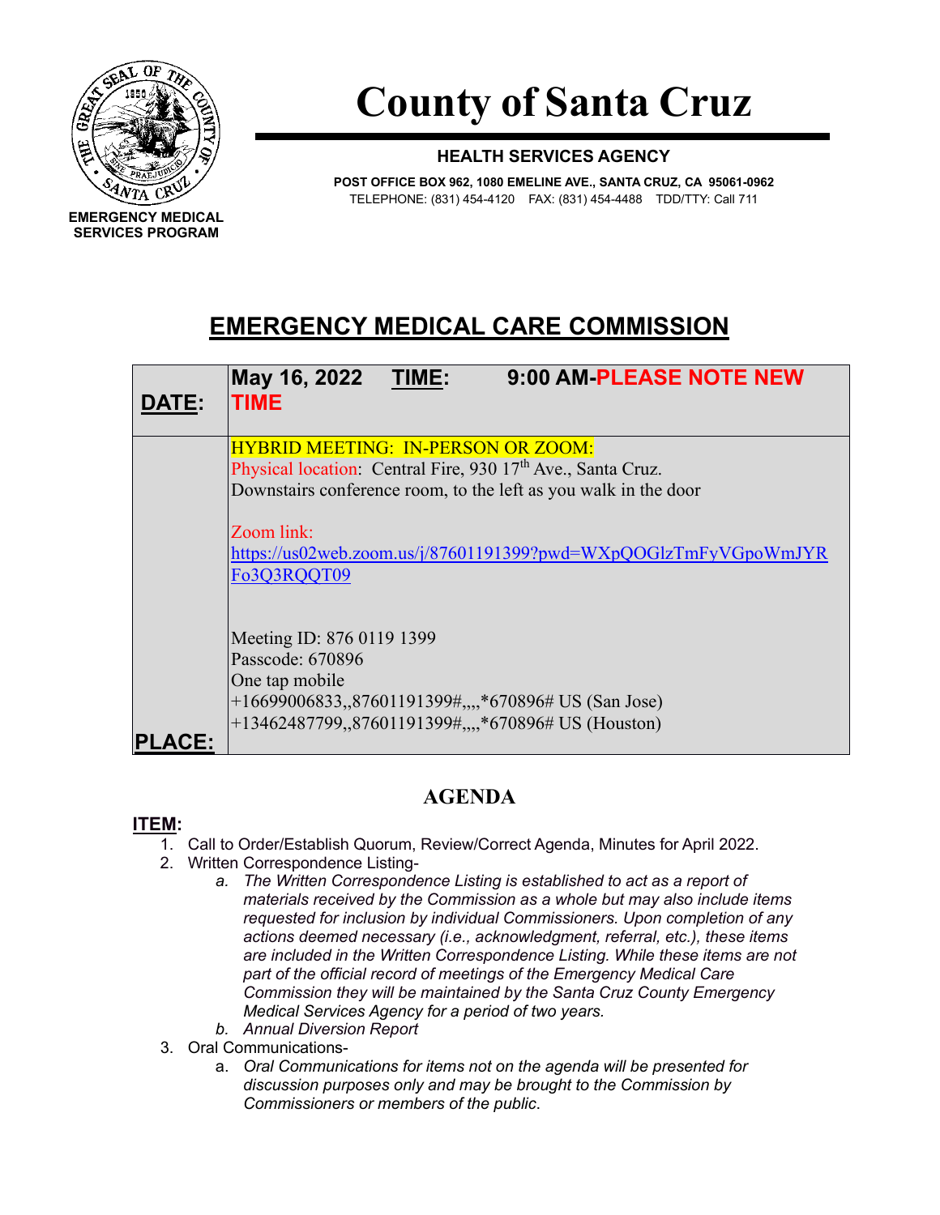EMERGENCY MEDICAL SERVICES PROGRAM

# County of Santa Cruz

**HEALTH SERVICES AGENCY**

**POST OFFICE BOX 962, 1080 EMELINE AVE., SANTA CRUZ, CA 95061-0962**
TELEPHONE: (831) 454-4120 FAX: (831) 454-4488 TDD/TTY: Call 711

## EMERGENCY MEDICAL CARE COMMISSION

| | |
|---|---|
| **DATE:** | **May 16, 2022 TIME: 9:00 AM-PLEASE NOTE NEW TIME** |
| **PLACE:** | HYBRID MEETING: IN-PERSON OR ZOOM:<br>Physical location: Central Fire, 930 17th Ave., Santa Cruz.<br>Downstairs conference room, to the left as you walk in the door<br><br>Zoom link:<br>https://us02web.zoom.us/j/87601191399?pwd=WXpQOGlzTmFyVGpoWmJYRFo3Q3RQQT09<br><br>Meeting ID: 876 0119 1399<br>Passcode: 670896<br>One tap mobile<br>+16699006833,,87601191399#,,,,*670896# US (San Jose)<br>+13462487799,,87601191399#,,,,*670896# US (Houston) |

### AGENDA

**ITEM:**

1. Call to Order/Establish Quorum, Review/Correct Agenda, Minutes for April 2022.
2. Written Correspondence Listing-
   a. *The Written Correspondence Listing is established to act as a report of materials received by the Commission as a whole but may also include items requested for inclusion by individual Commissioners. Upon completion of any actions deemed necessary (i.e., acknowledgment, referral, etc.), these items are included in the Written Correspondence Listing. While these items are not part of the official record of meetings of the Emergency Medical Care Commission they will be maintained by the Santa Cruz County Emergency Medical Services Agency for a period of two years.*
   b. *Annual Diversion Report*
3. Oral Communications-
   a. *Oral Communications for items not on the agenda will be presented for discussion purposes only and may be brought to the Commission by Commissioners or members of the public.*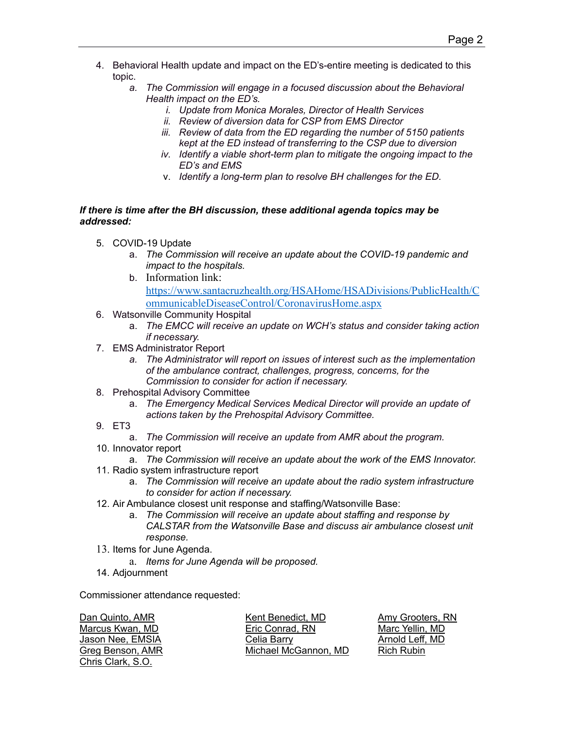4. Behavioral Health update and impact on the ED's-entire meeting is dedicated to this topic.
    a. *The Commission will engage in a focused discussion about the Behavioral Health impact on the ED's.*
        i. *Update from Monica Morales, Director of Health Services*
        ii. *Review of diversion data for CSP from EMS Director*
        iii. *Review of data from the ED regarding the number of 5150 patients kept at the ED instead of transferring to the CSP due to diversion*
        iv. *Identify a viable short-term plan to mitigate the ongoing impact to the ED's and EMS*
        v. *Identify a long-term plan to resolve BH challenges for the ED.*

***If there is time after the BH discussion, these additional agenda topics may be addressed:***

5. COVID-19 Update
    a. *The Commission will receive an update about the COVID-19 pandemic and impact to the hospitals.*
    b. Information link: https://www.santacruzhealth.org/HSAHome/HSADivisions/PublicHealth/CommunicableDiseaseControl/CoronavirusHome.aspx
6. Watsonville Community Hospital
    a. *The EMCC will receive an update on WCH's status and consider taking action if necessary.*
7. EMS Administrator Report
    a. *The Administrator will report on issues of interest such as the implementation of the ambulance contract, challenges, progress, concerns, for the Commission to consider for action if necessary.*
8. Prehospital Advisory Committee
    a. *The Emergency Medical Services Medical Director will provide an update of actions taken by the Prehospital Advisory Committee.*
9. ET3
    a. *The Commission will receive an update from AMR about the program.*
10. Innovator report
    a. *The Commission will receive an update about the work of the EMS Innovator.*
11. Radio system infrastructure report
    a. *The Commission will receive an update about the radio system infrastructure to consider for action if necessary.*
12. Air Ambulance closest unit response and staffing/Watsonville Base:
    a. *The Commission will receive an update about staffing and response by CALSTAR from the Watsonville Base and discuss air ambulance closest unit response.*
13. Items for June Agenda.
    a. *Items for June Agenda will be proposed.*
14. Adjournment

Commissioner attendance requested:

Dan Quinto, AMR
Marcus Kwan, MD
Jason Nee, EMSIA
Greg Benson, AMR
Chris Clark, S.O.
Kent Benedict, MD
Eric Conrad, RN
Celia Barry
Michael McGannon, MD
Amy Grooters, RN
Marc Yellin, MD
Arnold Leff, MD
Rich Rubin